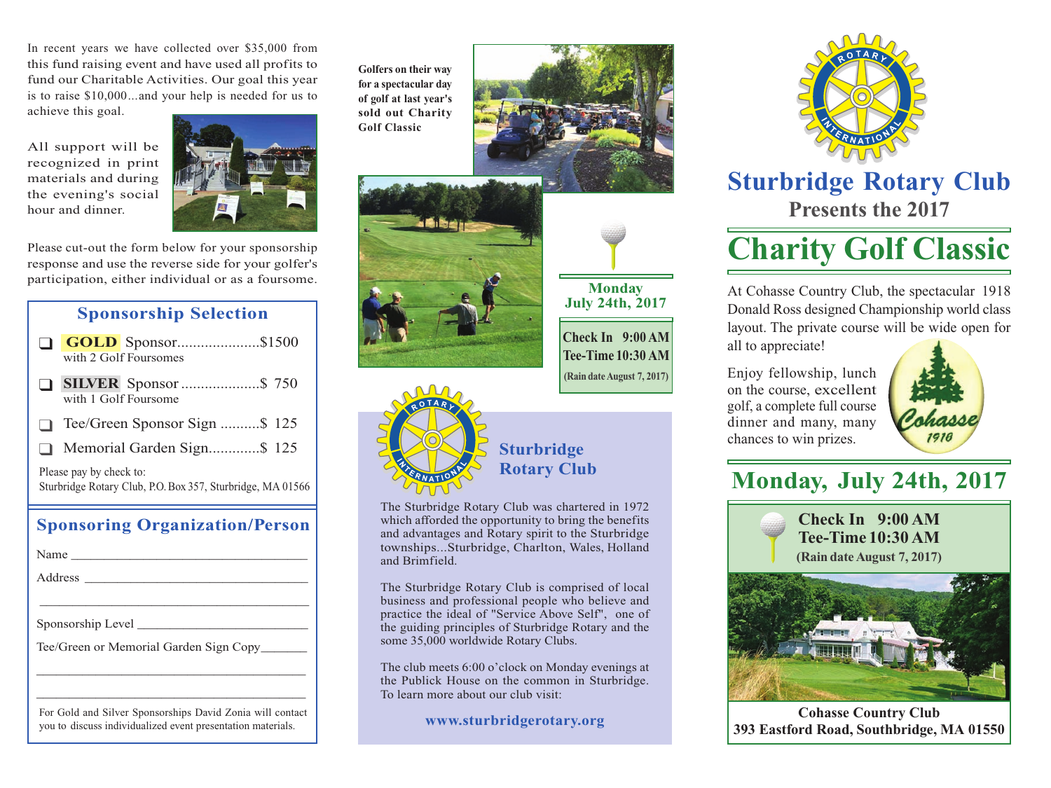In recent years we have collected over $35,000 from this fund raising event and have used all profits to fund our Charitable Activities. Our goal this year is to raise $10,000...and your help is needed for us to achieve this goal.

All support will be recognized in print materials and during the evening's social hour and dinner.

Please cut-out the form below for your sponsorship response and use the reverse side for your golfer's participation, either individual or as a foursome.

## Sponsorship Selection

- ❑ **GOLD** Sponsor.....................$1500 with 2 Golf Foursomes
- ❑ **SILVER** Sponsor ....................$ 750 with 1 Golf Foursome
- ❑ Tee/Green Sponsor Sign ..........$ 125
- ❑ Memorial Garden Sign.............$ 125

Please pay by check to:
Sturbridge Rotary Club, P.O. Box 357, Sturbridge, MA 01566

## Sponsoring Organization/Person

Name ____________________________________

Address __________________________________

__________________________________________

Sponsorship Level __________________________

Tee/Green or Memorial Garden Sign Copy_______

__________________________________________

__________________________________________

For Gold and Silver Sponsorships David Zonia will contact you to discuss individualized event presentation materials.

**Golfers on their way for a spectacular day of golf at last year's sold out Charity Golf Classic**

**Monday July 24th, 2017**

**Check In 9:00 AM**
**Tee-Time 10:30 AM**
**(Rain date August 7, 2017)**

## Sturbridge Rotary Club

The Sturbridge Rotary Club was chartered in 1972 which afforded the opportunity to bring the benefits and advantages and Rotary spirit to the Sturbridge townships...Sturbridge, Charlton, Wales, Holland and Brimfield.

The Sturbridge Rotary Club is comprised of local business and professional people who believe and practice the ideal of "Service Above Self", one of the guiding principles of Sturbridge Rotary and the some 35,000 worldwide Rotary Clubs.

The club meets 6:00 o'clock on Monday evenings at the Publick House on the common in Sturbridge. To learn more about our club visit:

**www.sturbridgerotary.org**

# Sturbridge Rotary Club

**Presents the 2017**

# Charity Golf Classic

At Cohasse Country Club, the spectacular 1918 Donald Ross designed Championship world class layout. The private course will be wide open for all to appreciate!

Enjoy fellowship, lunch on the course, excellent golf, a complete full course dinner and many, many chances to win prizes.

Cohasse 1916

## Monday, July 24th, 2017

**Check In 9:00 AM**
**Tee-Time 10:30 AM**
**(Rain date August 7, 2017)**

**Cohasse Country Club**
**393 Eastford Road, Southbridge, MA 01550**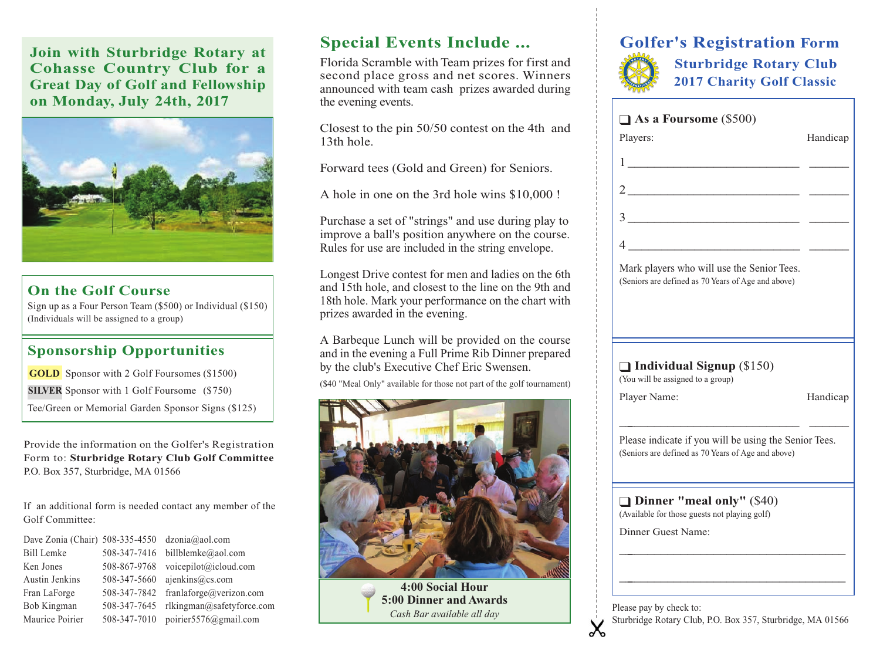## Join with Sturbridge Rotary at Cohasse Country Club for a Great Day of Golf and Fellowship on Monday, July 24th, 2017

### On the Golf Course

Sign up as a Four Person Team ($500) or Individual ($150)
(Individuals will be assigned to a group)

### Sponsorship Opportunities

**GOLD** Sponsor with 2 Golf Foursomes ($1500)

**SILVER** Sponsor with 1 Golf Foursome ($750)

Tee/Green or Memorial Garden Sponsor Signs ($125)

Provide the information on the Golfer's Registration Form to: **Sturbridge Rotary Club Golf Committee**
P.O. Box 357, Sturbridge, MA 01566

If an additional form is needed contact any member of the Golf Committee:

| | | |
|---|---|---|
| Dave Zonia (Chair) | 508-335-4550 | dzonia@aol.com |
| Bill Lemke | 508-347-7416 | billblemke@aol.com |
| Ken Jones | 508-867-9768 | voicepilot@icloud.com |
| Austin Jenkins | 508-347-5660 | ajenkins@cs.com |
| Fran LaForge | 508-347-7842 | franlaforge@verizon.com |
| Bob Kingman | 508-347-7645 | rlkingman@safetyforce.com |
| Maurice Poirier | 508-347-7010 | poirier5576@gmail.com |

## Special Events Include ...

Florida Scramble with Team prizes for first and second place gross and net scores. Winners announced with team cash prizes awarded during the evening events.

Closest to the pin 50/50 contest on the 4th and 13th hole.

Forward tees (Gold and Green) for Seniors.

A hole in one on the 3rd hole wins $10,000 !

Purchase a set of "strings" and use during play to improve a ball's position anywhere on the course. Rules for use are included in the string envelope.

Longest Drive contest for men and ladies on the 6th and 15th hole, and closest to the line on the 9th and 18th hole. Mark your performance on the chart with prizes awarded in the evening.

A Barbeque Lunch will be provided on the course and in the evening a Full Prime Rib Dinner prepared by the club's Executive Chef Eric Swensen.

($40 "Meal Only" available for those not part of the golf tournament)

**4:00 Social Hour**
**5:00 Dinner and Awards**
*Cash Bar available all day*

## Golfer's Registration Form

### Sturbridge Rotary Club 2017 Charity Golf Classic

❑ **As a Foursome** ($500)

Players: Handicap

1 ____________________________ _______

2 ____________________________ _______

3 ____________________________ _______

4 ____________________________ _______

Mark players who will use the Senior Tees.
(Seniors are defined as 70 Years of Age and above)

❑ **Individual Signup** ($150)
(You will be assigned to a group)

Player Name: Handicap

____________________________ _______

Please indicate if you will be using the Senior Tees.
(Seniors are defined as 70 Years of Age and above)

❑ **Dinner "meal only"** ($40)
(Available for those guests not playing golf)

Dinner Guest Name:

______________________________________

______________________________________

Please pay by check to:
Sturbridge Rotary Club, P.O. Box 357, Sturbridge, MA 01566